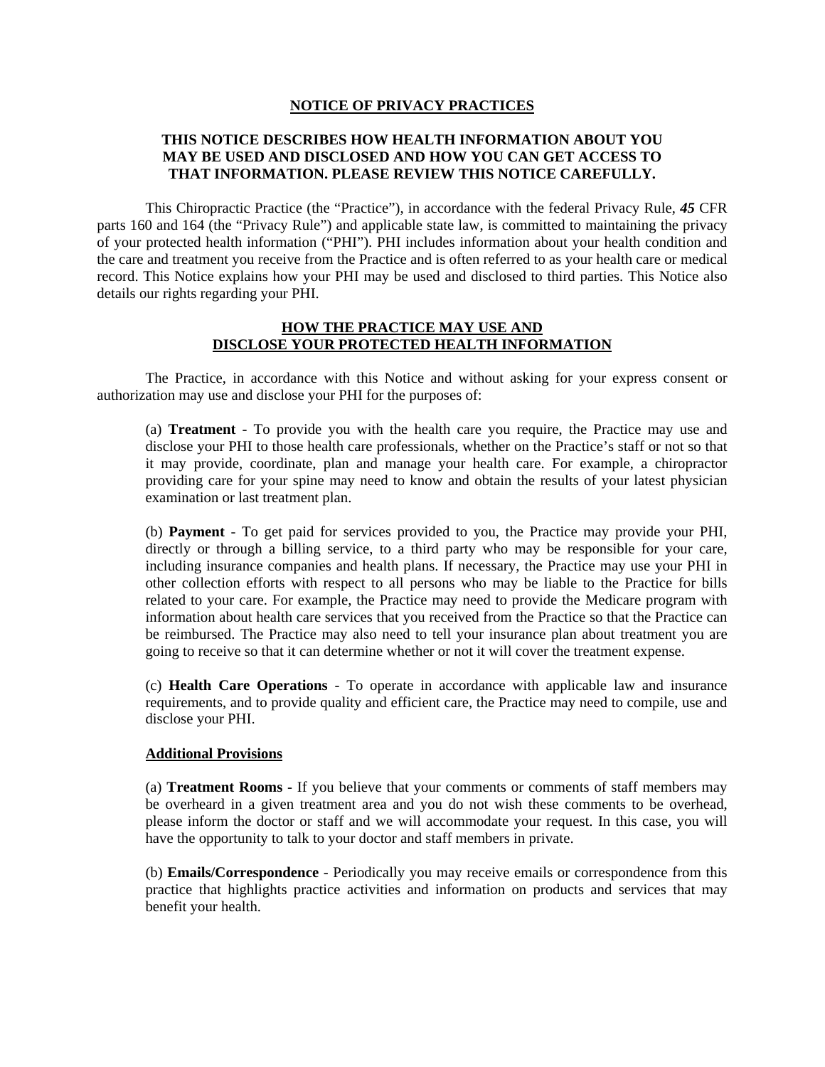# NOTICE OF PRIVACY PRACTICES

**THIS NOTICE DESCRIBES HOW HEALTH INFORMATION ABOUT YOU MAY BE USED AND DISCLOSED AND HOW YOU CAN GET ACCESS TO THAT INFORMATION. PLEASE REVIEW THIS NOTICE CAREFULLY.**

This Chiropractic Practice (the "Practice"), in accordance with the federal Privacy Rule, ***45*** CFR parts 160 and 164 (the "Privacy Rule") and applicable state law, is committed to maintaining the privacy of your protected health information ("PHI"). PHI includes information about your health condition and the care and treatment you receive from the Practice and is often referred to as your health care or medical record. This Notice explains how your PHI may be used and disclosed to third parties. This Notice also details our rights regarding your PHI.

## HOW THE PRACTICE MAY USE AND DISCLOSE YOUR PROTECTED HEALTH INFORMATION

The Practice, in accordance with this Notice and without asking for your express consent or authorization may use and disclose your PHI for the purposes of:

(a) **Treatment** - To provide you with the health care you require, the Practice may use and disclose your PHI to those health care professionals, whether on the Practice's staff or not so that it may provide, coordinate, plan and manage your health care. For example, a chiropractor providing care for your spine may need to know and obtain the results of your latest physician examination or last treatment plan.

(b) **Payment** - To get paid for services provided to you, the Practice may provide your PHI, directly or through a billing service, to a third party who may be responsible for your care, including insurance companies and health plans. If necessary, the Practice may use your PHI in other collection efforts with respect to all persons who may be liable to the Practice for bills related to your care. For example, the Practice may need to provide the Medicare program with information about health care services that you received from the Practice so that the Practice can be reimbursed. The Practice may also need to tell your insurance plan about treatment you are going to receive so that it can determine whether or not it will cover the treatment expense.

(c) **Health Care Operations** - To operate in accordance with applicable law and insurance requirements, and to provide quality and efficient care, the Practice may need to compile, use and disclose your PHI.

### Additional Provisions

(a) **Treatment Rooms** - If you believe that your comments or comments of staff members may be overheard in a given treatment area and you do not wish these comments to be overhead, please inform the doctor or staff and we will accommodate your request. In this case, you will have the opportunity to talk to your doctor and staff members in private.

(b) **Emails/Correspondence** - Periodically you may receive emails or correspondence from this practice that highlights practice activities and information on products and services that may benefit your health.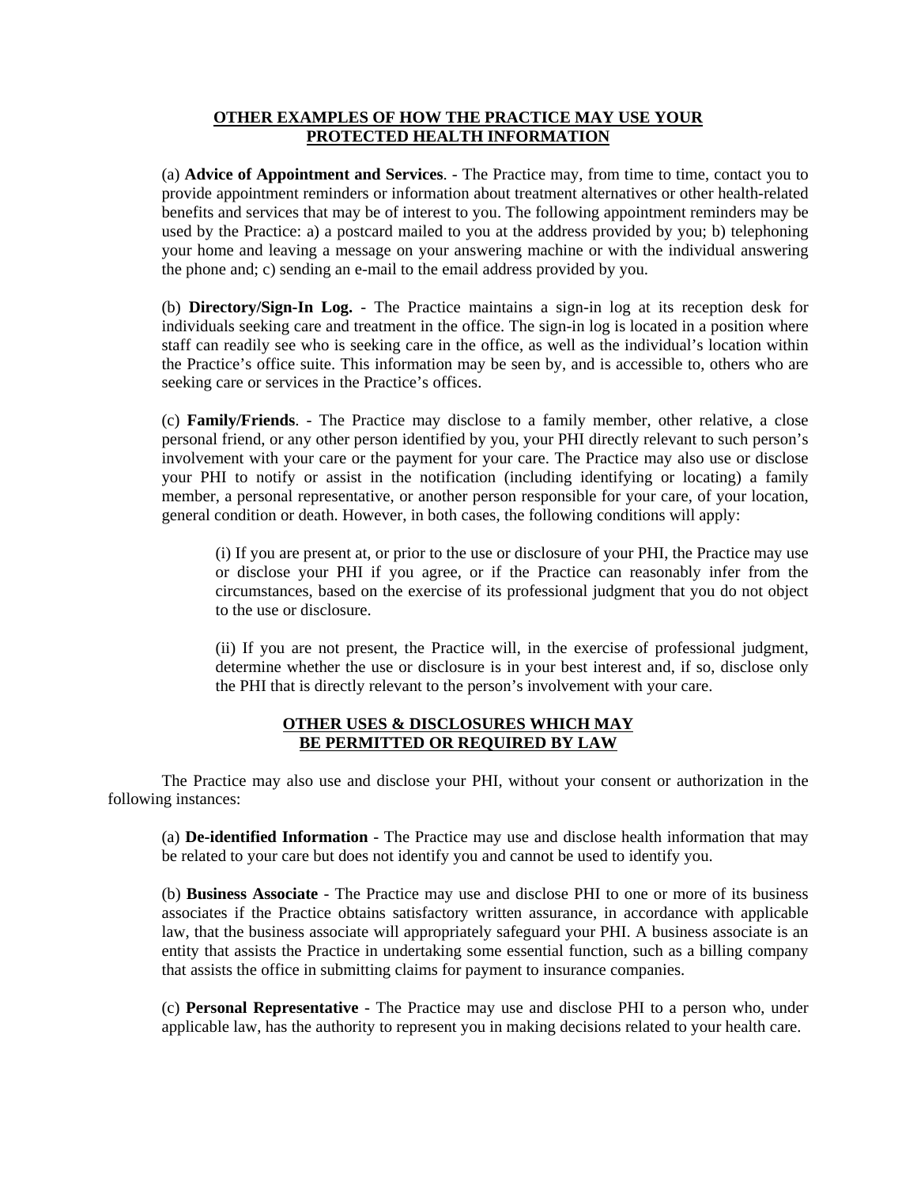## OTHER EXAMPLES OF HOW THE PRACTICE MAY USE YOUR PROTECTED HEALTH INFORMATION

(a) **Advice of Appointment and Services**. - The Practice may, from time to time, contact you to provide appointment reminders or information about treatment alternatives or other health-related benefits and services that may be of interest to you. The following appointment reminders may be used by the Practice: a) a postcard mailed to you at the address provided by you; b) telephoning your home and leaving a message on your answering machine or with the individual answering the phone and; c) sending an e-mail to the email address provided by you.

(b) **Directory/Sign-In Log.** - The Practice maintains a sign-in log at its reception desk for individuals seeking care and treatment in the office. The sign-in log is located in a position where staff can readily see who is seeking care in the office, as well as the individual's location within the Practice's office suite. This information may be seen by, and is accessible to, others who are seeking care or services in the Practice's offices.

(c) **Family/Friends**. - The Practice may disclose to a family member, other relative, a close personal friend, or any other person identified by you, your PHI directly relevant to such person's involvement with your care or the payment for your care. The Practice may also use or disclose your PHI to notify or assist in the notification (including identifying or locating) a family member, a personal representative, or another person responsible for your care, of your location, general condition or death. However, in both cases, the following conditions will apply:

> (i) If you are present at, or prior to the use or disclosure of your PHI, the Practice may use or disclose your PHI if you agree, or if the Practice can reasonably infer from the circumstances, based on the exercise of its professional judgment that you do not object to the use or disclosure.
>
> (ii) If you are not present, the Practice will, in the exercise of professional judgment, determine whether the use or disclosure is in your best interest and, if so, disclose only the PHI that is directly relevant to the person's involvement with your care.

## OTHER USES & DISCLOSURES WHICH MAY BE PERMITTED OR REQUIRED BY LAW

The Practice may also use and disclose your PHI, without your consent or authorization in the following instances:

(a) **De-identified Information** - The Practice may use and disclose health information that may be related to your care but does not identify you and cannot be used to identify you.

(b) **Business Associate** - The Practice may use and disclose PHI to one or more of its business associates if the Practice obtains satisfactory written assurance, in accordance with applicable law, that the business associate will appropriately safeguard your PHI. A business associate is an entity that assists the Practice in undertaking some essential function, such as a billing company that assists the office in submitting claims for payment to insurance companies.

(c) **Personal Representative** - The Practice may use and disclose PHI to a person who, under applicable law, has the authority to represent you in making decisions related to your health care.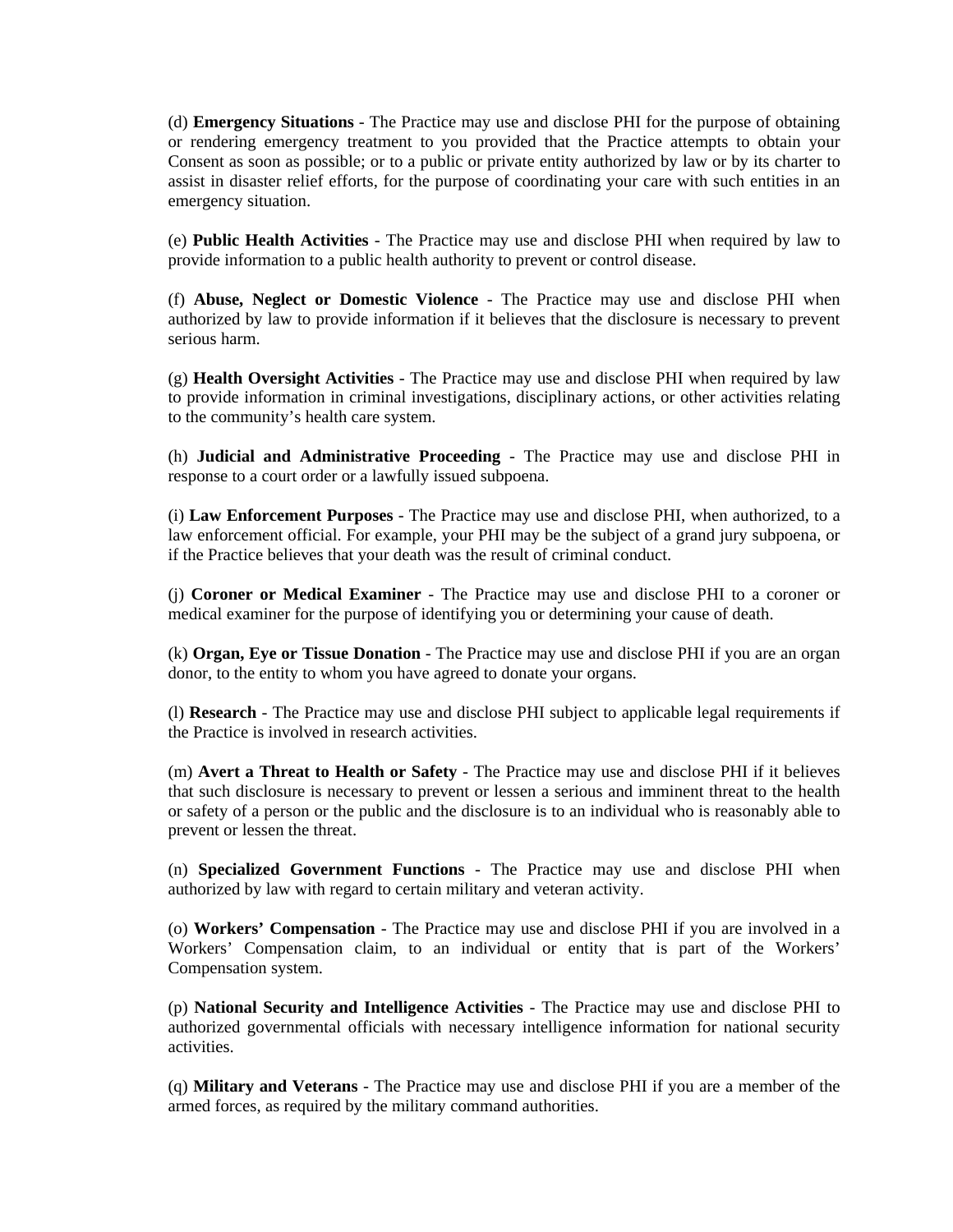(d) **Emergency Situations** - The Practice may use and disclose PHI for the purpose of obtaining or rendering emergency treatment to you provided that the Practice attempts to obtain your Consent as soon as possible; or to a public or private entity authorized by law or by its charter to assist in disaster relief efforts, for the purpose of coordinating your care with such entities in an emergency situation.

(e) **Public Health Activities** - The Practice may use and disclose PHI when required by law to provide information to a public health authority to prevent or control disease.

(f) **Abuse, Neglect or Domestic Violence** - The Practice may use and disclose PHI when authorized by law to provide information if it believes that the disclosure is necessary to prevent serious harm.

(g) **Health Oversight Activities** - The Practice may use and disclose PHI when required by law to provide information in criminal investigations, disciplinary actions, or other activities relating to the community's health care system.

(h) **Judicial and Administrative Proceeding** - The Practice may use and disclose PHI in response to a court order or a lawfully issued subpoena.

(i) **Law Enforcement Purposes** - The Practice may use and disclose PHI, when authorized, to a law enforcement official. For example, your PHI may be the subject of a grand jury subpoena, or if the Practice believes that your death was the result of criminal conduct.

(j) **Coroner or Medical Examiner** - The Practice may use and disclose PHI to a coroner or medical examiner for the purpose of identifying you or determining your cause of death.

(k) **Organ, Eye or Tissue Donation** - The Practice may use and disclose PHI if you are an organ donor, to the entity to whom you have agreed to donate your organs.

(l) **Research** - The Practice may use and disclose PHI subject to applicable legal requirements if the Practice is involved in research activities.

(m) **Avert a Threat to Health or Safety** - The Practice may use and disclose PHI if it believes that such disclosure is necessary to prevent or lessen a serious and imminent threat to the health or safety of a person or the public and the disclosure is to an individual who is reasonably able to prevent or lessen the threat.

(n) **Specialized Government Functions** - The Practice may use and disclose PHI when authorized by law with regard to certain military and veteran activity.

(o) **Workers' Compensation** - The Practice may use and disclose PHI if you are involved in a Workers' Compensation claim, to an individual or entity that is part of the Workers' Compensation system.

(p) **National Security and Intelligence Activities** - The Practice may use and disclose PHI to authorized governmental officials with necessary intelligence information for national security activities.

(q) **Military and Veterans** - The Practice may use and disclose PHI if you are a member of the armed forces, as required by the military command authorities.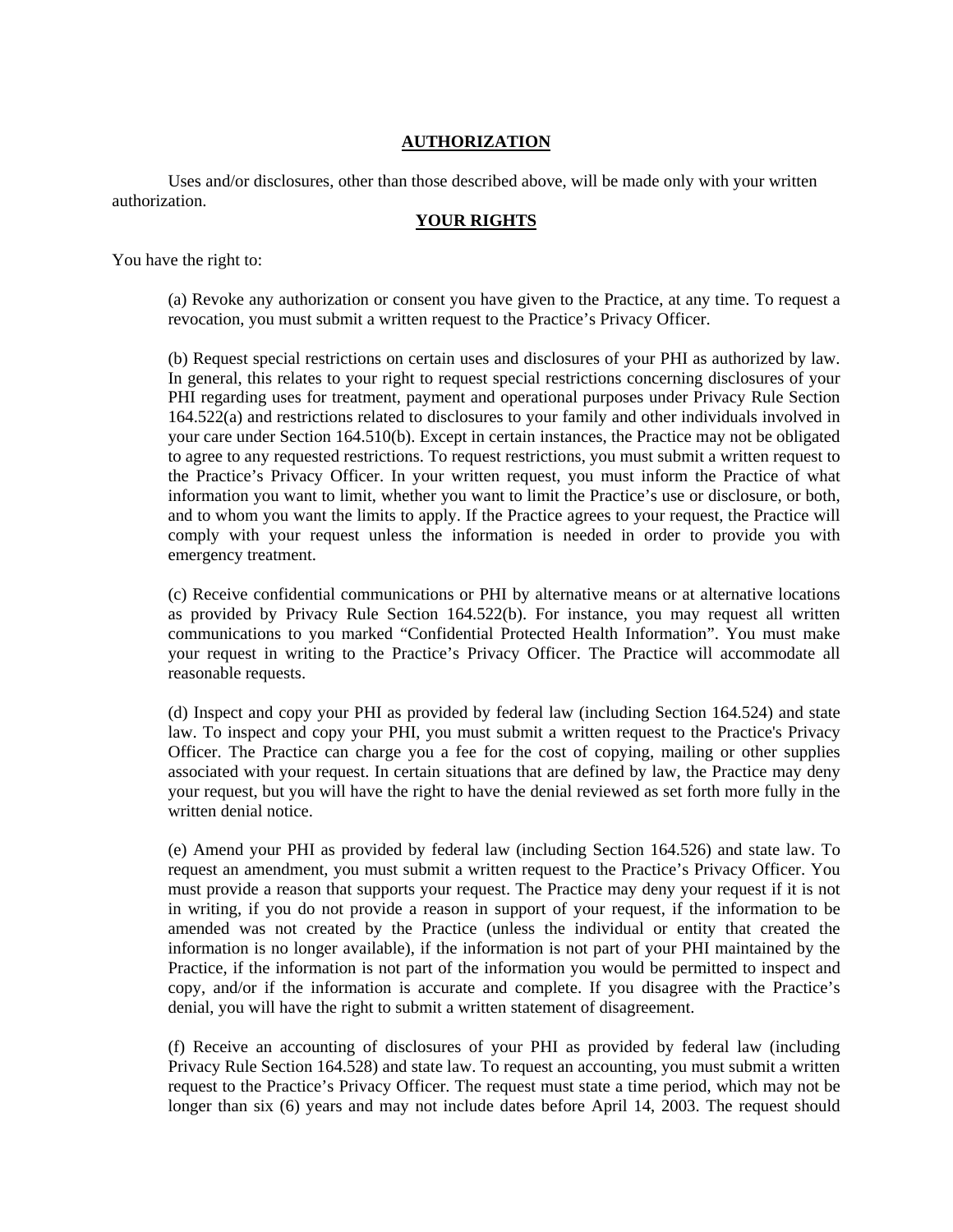## AUTHORIZATION

Uses and/or disclosures, other than those described above, will be made only with your written authorization.

## YOUR RIGHTS

You have the right to:

(a) Revoke any authorization or consent you have given to the Practice, at any time. To request a revocation, you must submit a written request to the Practice's Privacy Officer.

(b) Request special restrictions on certain uses and disclosures of your PHI as authorized by law. In general, this relates to your right to request special restrictions concerning disclosures of your PHI regarding uses for treatment, payment and operational purposes under Privacy Rule Section 164.522(a) and restrictions related to disclosures to your family and other individuals involved in your care under Section 164.510(b). Except in certain instances, the Practice may not be obligated to agree to any requested restrictions. To request restrictions, you must submit a written request to the Practice's Privacy Officer. In your written request, you must inform the Practice of what information you want to limit, whether you want to limit the Practice's use or disclosure, or both, and to whom you want the limits to apply. If the Practice agrees to your request, the Practice will comply with your request unless the information is needed in order to provide you with emergency treatment.

(c) Receive confidential communications or PHI by alternative means or at alternative locations as provided by Privacy Rule Section 164.522(b). For instance, you may request all written communications to you marked "Confidential Protected Health Information". You must make your request in writing to the Practice's Privacy Officer. The Practice will accommodate all reasonable requests.

(d) Inspect and copy your PHI as provided by federal law (including Section 164.524) and state law. To inspect and copy your PHI, you must submit a written request to the Practice's Privacy Officer. The Practice can charge you a fee for the cost of copying, mailing or other supplies associated with your request. In certain situations that are defined by law, the Practice may deny your request, but you will have the right to have the denial reviewed as set forth more fully in the written denial notice.

(e) Amend your PHI as provided by federal law (including Section 164.526) and state law. To request an amendment, you must submit a written request to the Practice's Privacy Officer. You must provide a reason that supports your request. The Practice may deny your request if it is not in writing, if you do not provide a reason in support of your request, if the information to be amended was not created by the Practice (unless the individual or entity that created the information is no longer available), if the information is not part of your PHI maintained by the Practice, if the information is not part of the information you would be permitted to inspect and copy, and/or if the information is accurate and complete. If you disagree with the Practice's denial, you will have the right to submit a written statement of disagreement.

(f) Receive an accounting of disclosures of your PHI as provided by federal law (including Privacy Rule Section 164.528) and state law. To request an accounting, you must submit a written request to the Practice's Privacy Officer. The request must state a time period, which may not be longer than six (6) years and may not include dates before April 14, 2003. The request should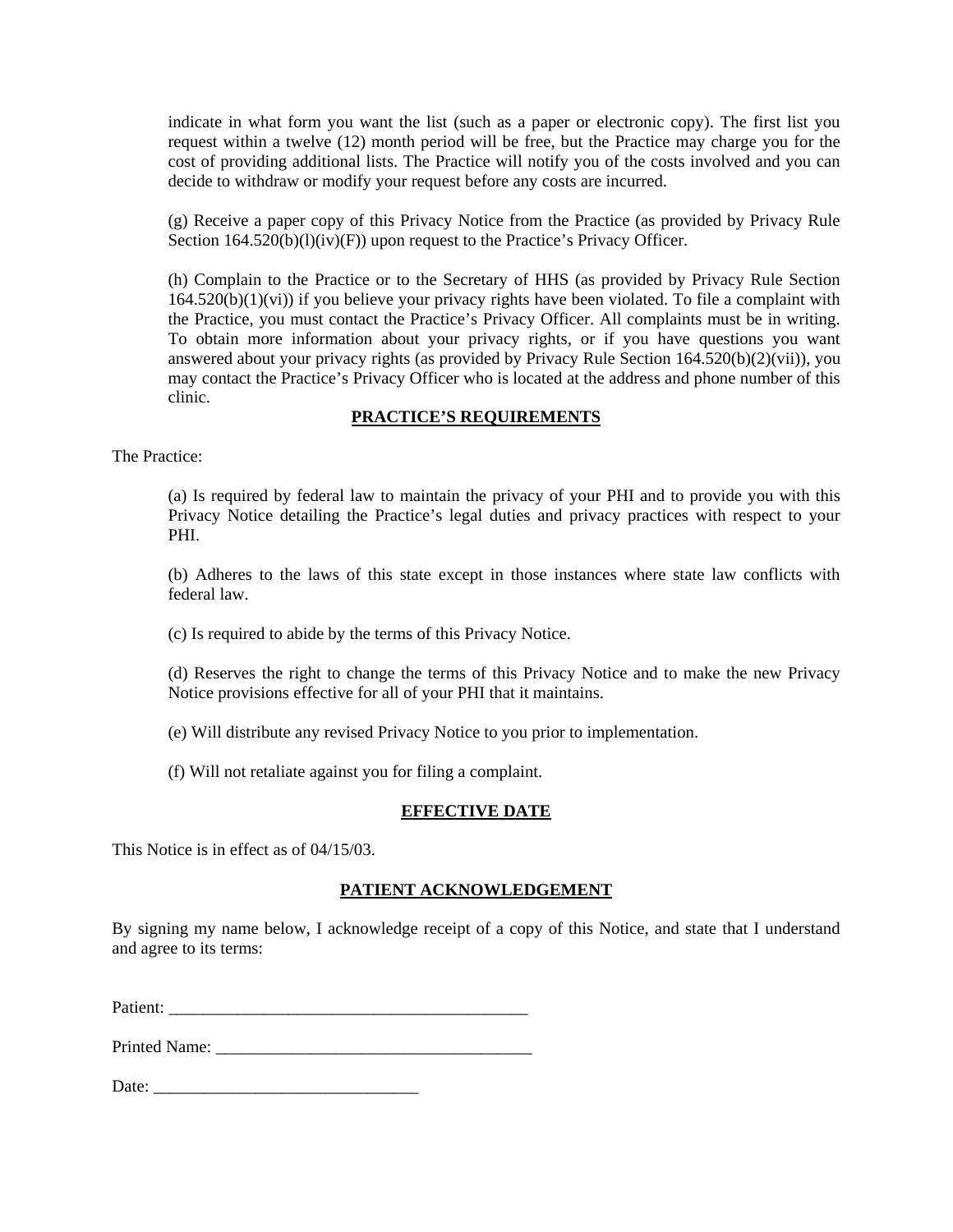indicate in what form you want the list (such as a paper or electronic copy). The first list you request within a twelve (12) month period will be free, but the Practice may charge you for the cost of providing additional lists. The Practice will notify you of the costs involved and you can decide to withdraw or modify your request before any costs are incurred.

(g) Receive a paper copy of this Privacy Notice from the Practice (as provided by Privacy Rule Section 164.520(b)(l)(iv)(F)) upon request to the Practice's Privacy Officer.

(h) Complain to the Practice or to the Secretary of HHS (as provided by Privacy Rule Section 164.520(b)(1)(vi)) if you believe your privacy rights have been violated. To file a complaint with the Practice, you must contact the Practice's Privacy Officer. All complaints must be in writing. To obtain more information about your privacy rights, or if you have questions you want answered about your privacy rights (as provided by Privacy Rule Section 164.520(b)(2)(vii)), you may contact the Practice's Privacy Officer who is located at the address and phone number of this clinic.

## PRACTICE'S REQUIREMENTS

The Practice:

(a) Is required by federal law to maintain the privacy of your PHI and to provide you with this Privacy Notice detailing the Practice's legal duties and privacy practices with respect to your PHI.

(b) Adheres to the laws of this state except in those instances where state law conflicts with federal law.

(c) Is required to abide by the terms of this Privacy Notice.

(d) Reserves the right to change the terms of this Privacy Notice and to make the new Privacy Notice provisions effective for all of your PHI that it maintains.

(e) Will distribute any revised Privacy Notice to you prior to implementation.

(f) Will not retaliate against you for filing a complaint.

## EFFECTIVE DATE

This Notice is in effect as of 04/15/03.

## PATIENT ACKNOWLEDGEMENT

By signing my name below, I acknowledge receipt of a copy of this Notice, and state that I understand and agree to its terms:

Patient: ___________________________________________

Printed Name: _____________________________________

Date: ______________________________